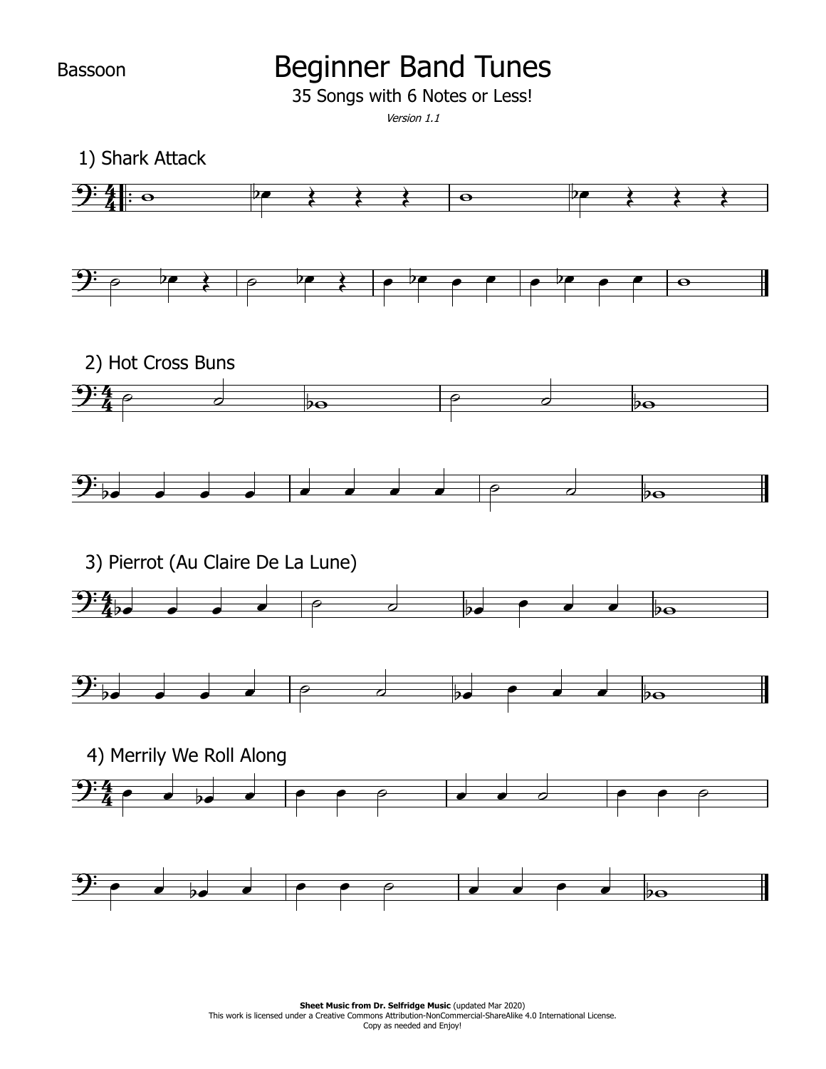Bassoon

# Beginner Band Tunes

35 Songs with 6 Notes or Less!

*Version 1.1*

1) Shark Attack

2) Hot Cross Buns

3) Pierrot (Au Claire De La Lune)

4) Merrily We Roll Along

**Sheet Music from Dr. Selfridge Music** (updated Mar 2020)
This work is licensed under a Creative Commons Attribution-NonCommercial-ShareAlike 4.0 International License.
Copy as needed and Enjoy!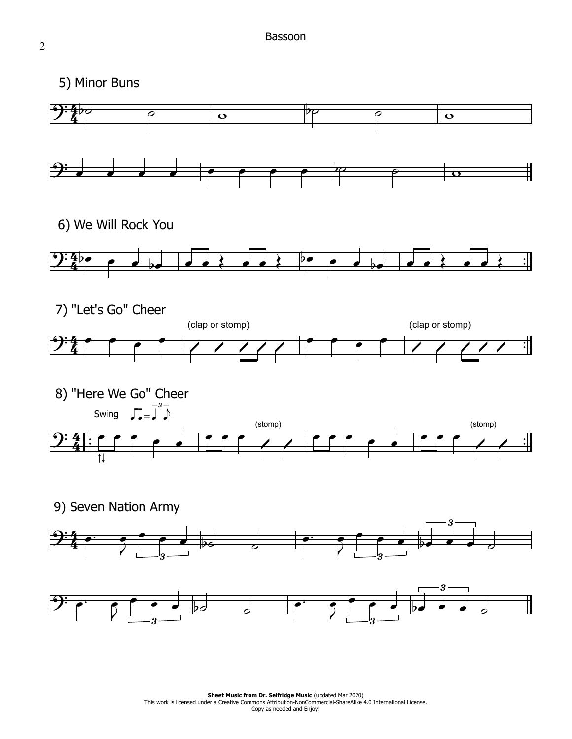## 5) Minor Buns

## 6) We Will Rock You

## 7) "Let's Go" Cheer

(clap or stomp)

(clap or stomp)

## 8) "Here We Go" Cheer

Swing

(stomp)

(stomp)

## 9) Seven Nation Army

**Sheet Music from Dr. Selfridge Music** (updated Mar 2020)
This work is licensed under a Creative Commons Attribution-NonCommercial-ShareAlike 4.0 International License.
Copy as needed and Enjoy!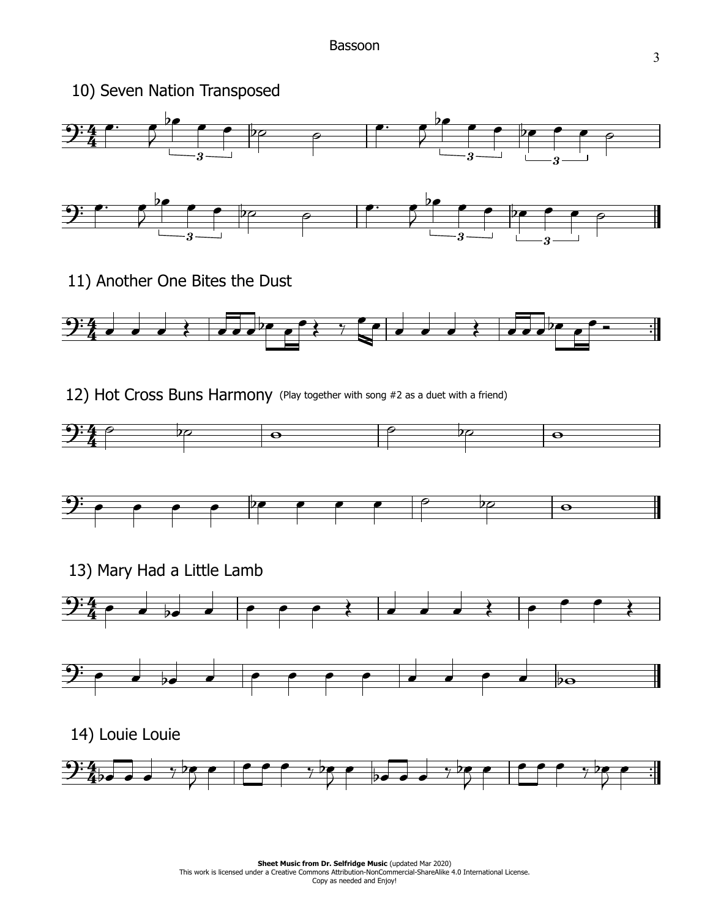## 10) Seven Nation Transposed

## 11) Another One Bites the Dust

## 12) Hot Cross Buns Harmony (Play together with song #2 as a duet with a friend)

## 13) Mary Had a Little Lamb

## 14) Louie Louie

**Sheet Music from Dr. Selfridge Music** (updated Mar 2020)
This work is licensed under a Creative Commons Attribution-NonCommercial-ShareAlike 4.0 International License.
Copy as needed and Enjoy!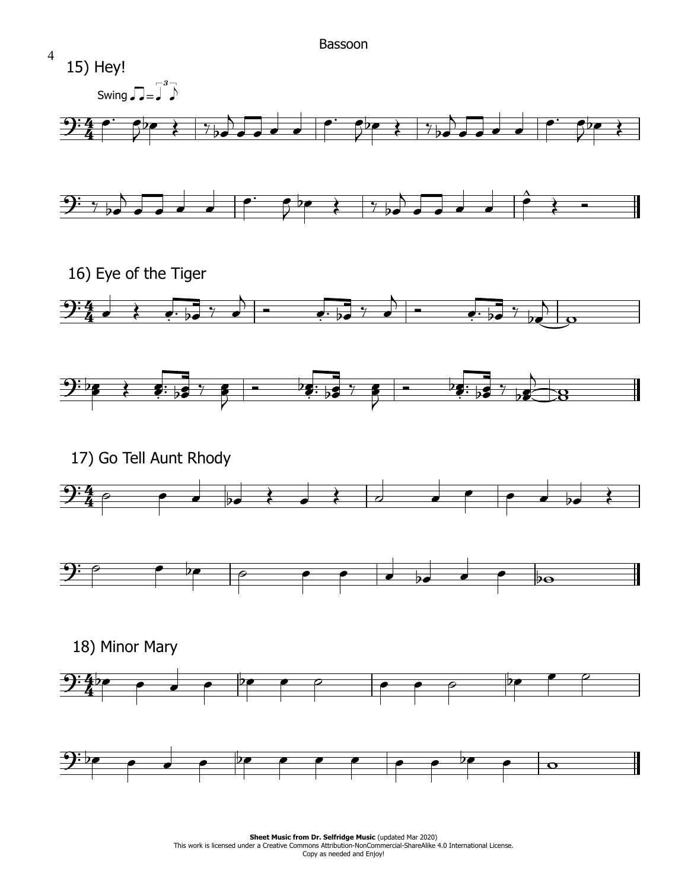## 15) Hey!

Swing

## 16) Eye of the Tiger

## 17) Go Tell Aunt Rhody

## 18) Minor Mary

**Sheet Music from Dr. Selfridge Music** (updated Mar 2020)
This work is licensed under a Creative Commons Attribution-NonCommercial-ShareAlike 4.0 International License.
Copy as needed and Enjoy!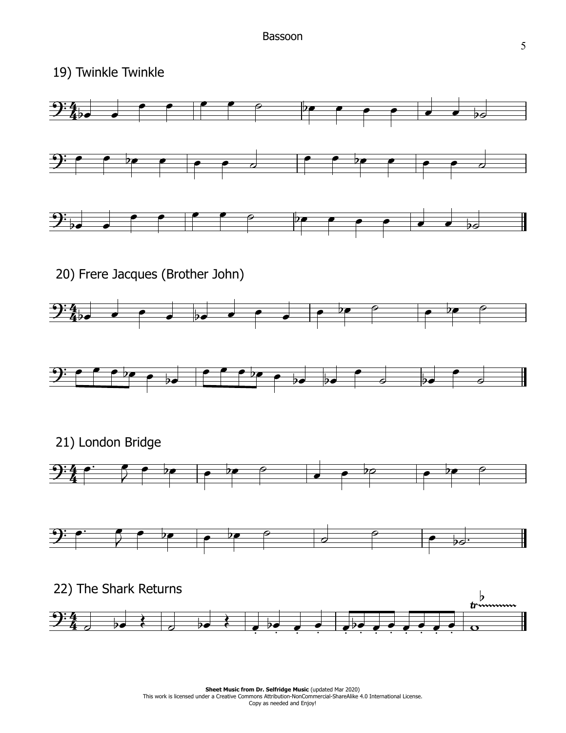## 19) Twinkle Twinkle

## 20) Frere Jacques (Brother John)

## 21) London Bridge

## 22) The Shark Returns

**Sheet Music from Dr. Selfridge Music** (updated Mar 2020)
This work is licensed under a Creative Commons Attribution-NonCommercial-ShareAlike 4.0 International License.
Copy as needed and Enjoy!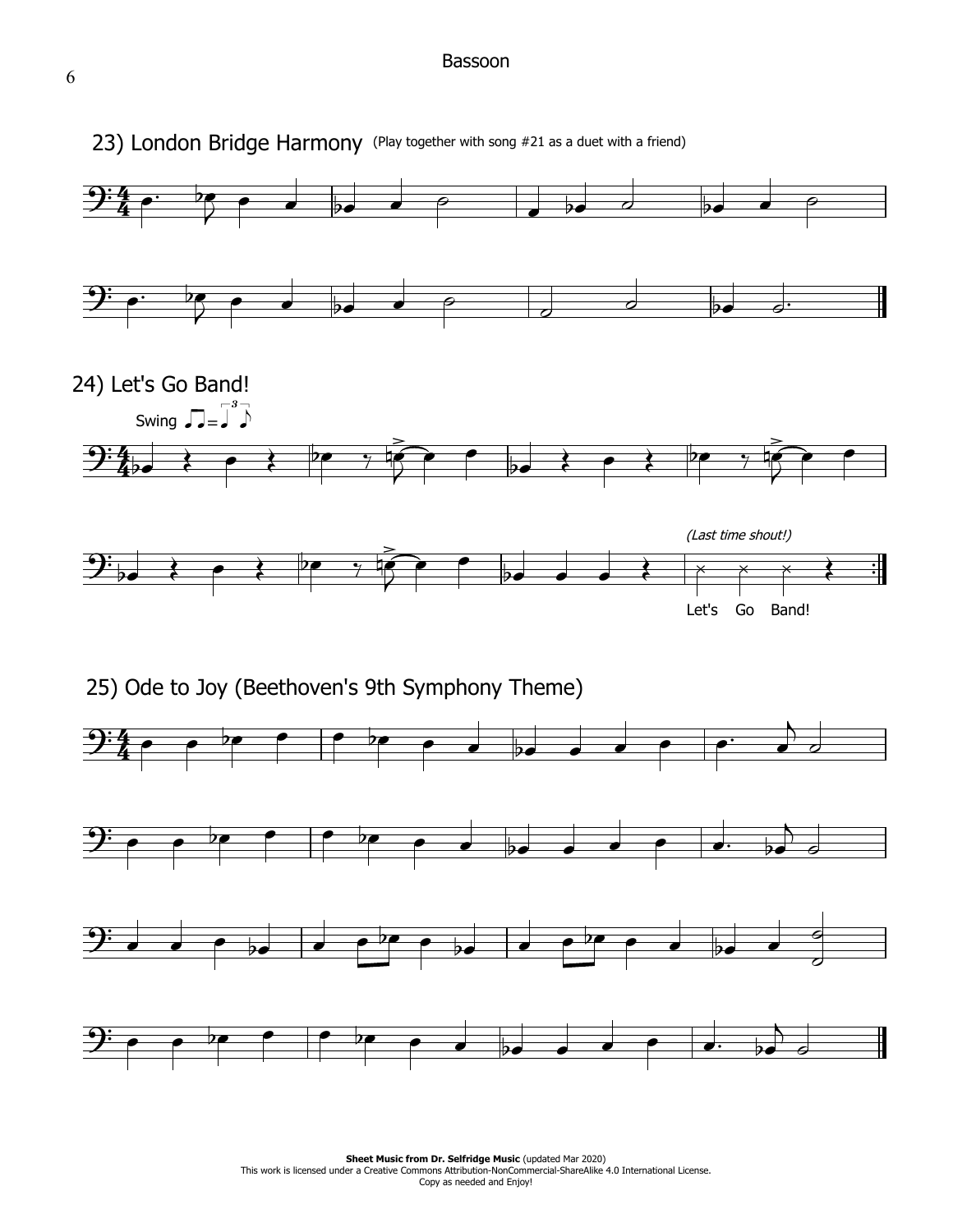## 23) London Bridge Harmony (Play together with song #21 as a duet with a friend)

## 24) Let's Go Band!

Swing

*(Last time shout!)*

Let's Go Band!

## 25) Ode to Joy (Beethoven's 9th Symphony Theme)

**Sheet Music from Dr. Selfridge Music** (updated Mar 2020)
This work is licensed under a Creative Commons Attribution-NonCommercial-ShareAlike 4.0 International License.
Copy as needed and Enjoy!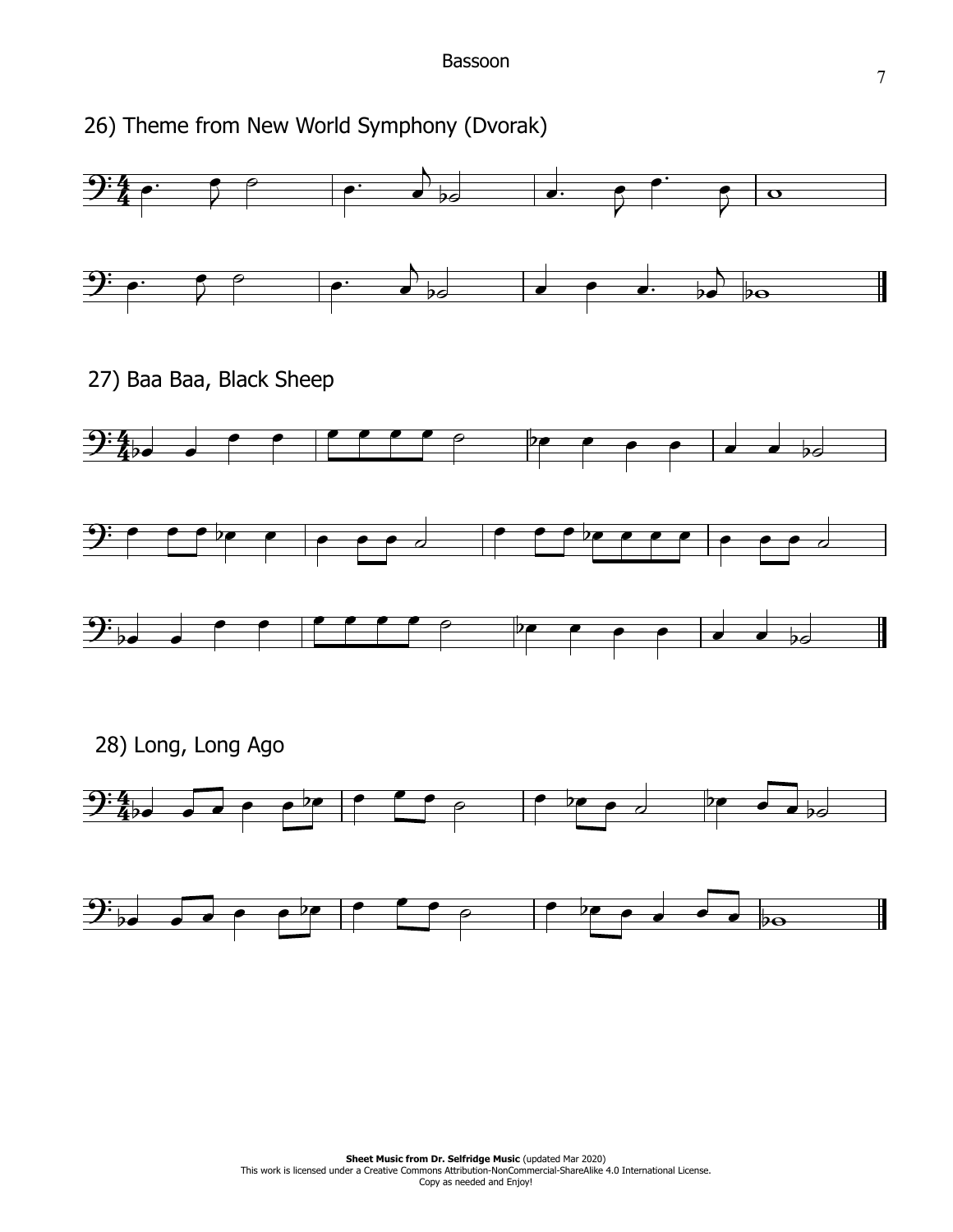## 26) Theme from New World Symphony (Dvorak)

## 27) Baa Baa, Black Sheep

## 28) Long, Long Ago

**Sheet Music from Dr. Selfridge Music** (updated Mar 2020)
This work is licensed under a Creative Commons Attribution-NonCommercial-ShareAlike 4.0 International License.
Copy as needed and Enjoy!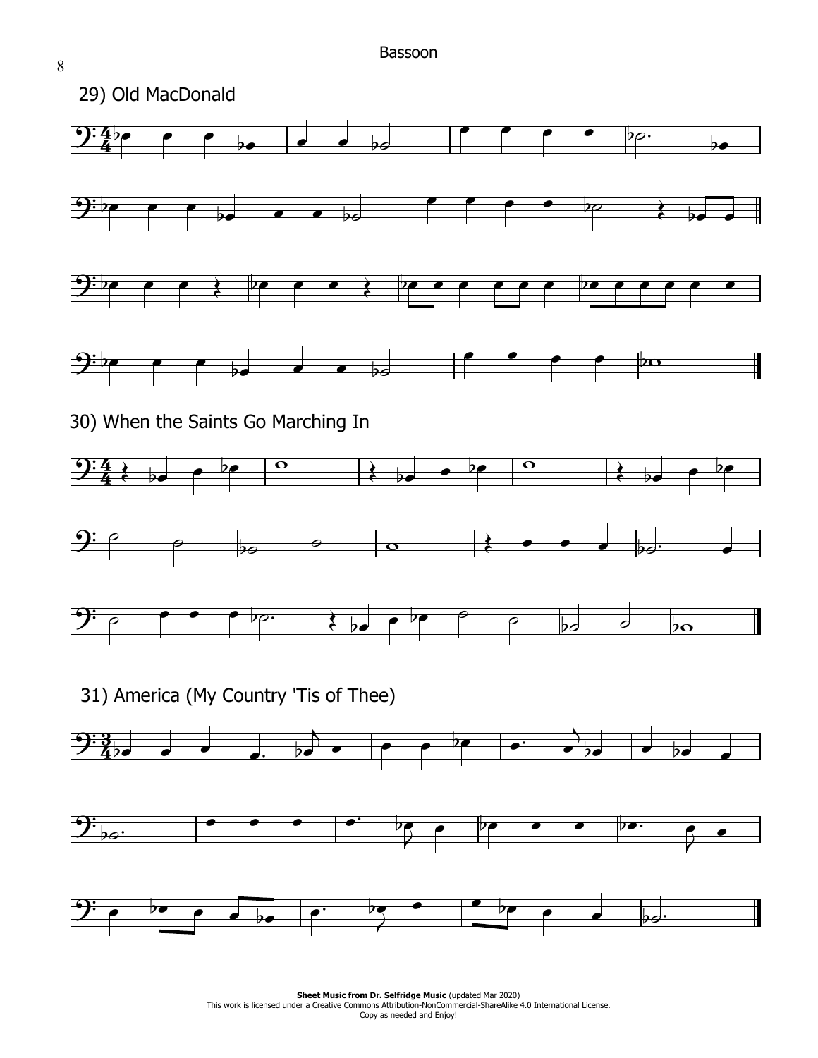29) Old MacDonald

30) When the Saints Go Marching In

31) America (My Country 'Tis of Thee)

**Sheet Music from Dr. Selfridge Music** (updated Mar 2020)
This work is licensed under a Creative Commons Attribution-NonCommercial-ShareAlike 4.0 International License.
Copy as needed and Enjoy!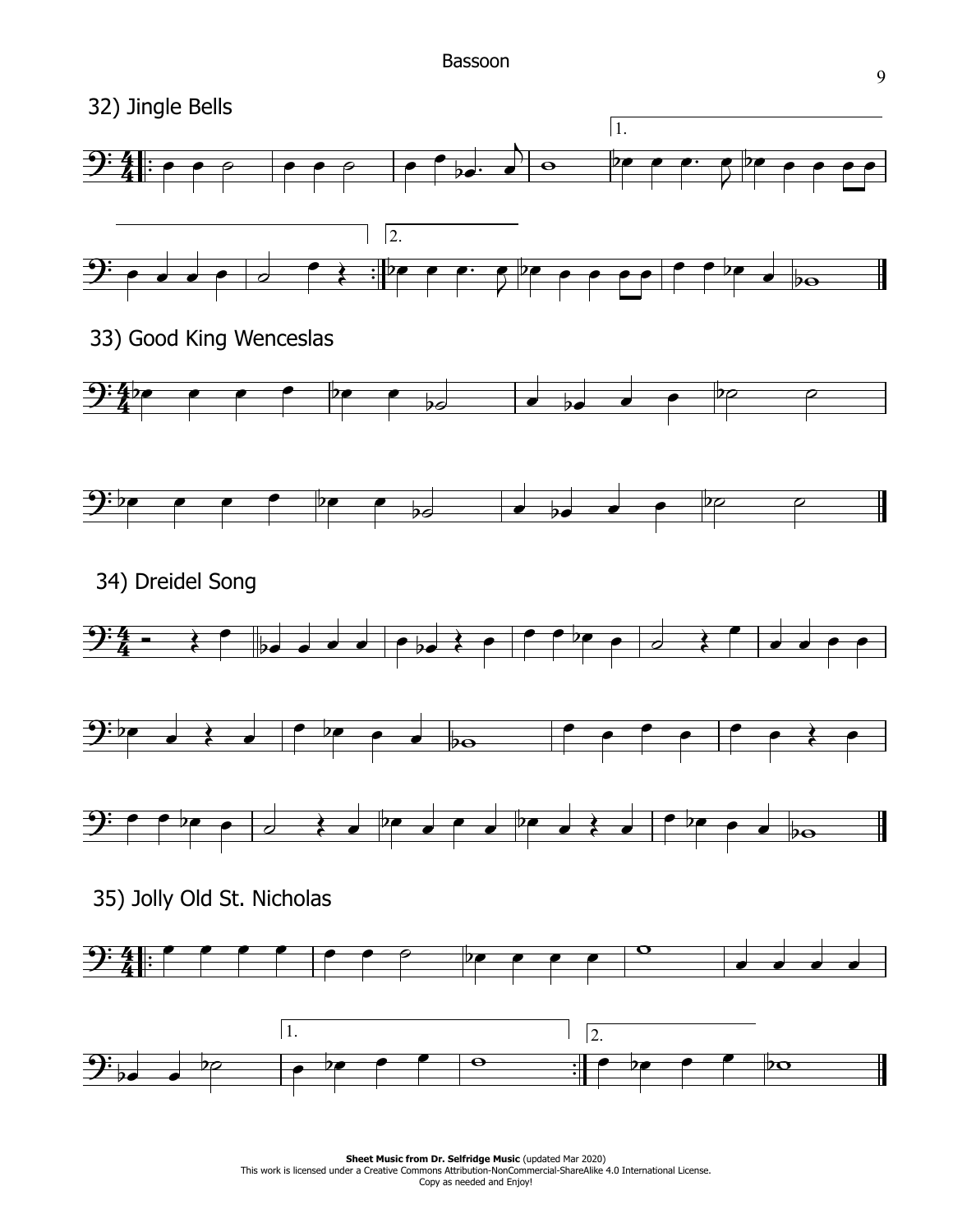Bassoon

32) Jingle Bells

1.

2.

33) Good King Wenceslas

34) Dreidel Song

35) Jolly Old St. Nicholas

1.

2.

**Sheet Music from Dr. Selfridge Music** (updated Mar 2020)
This work is licensed under a Creative Commons Attribution-NonCommercial-ShareAlike 4.0 International License.
Copy as needed and Enjoy!